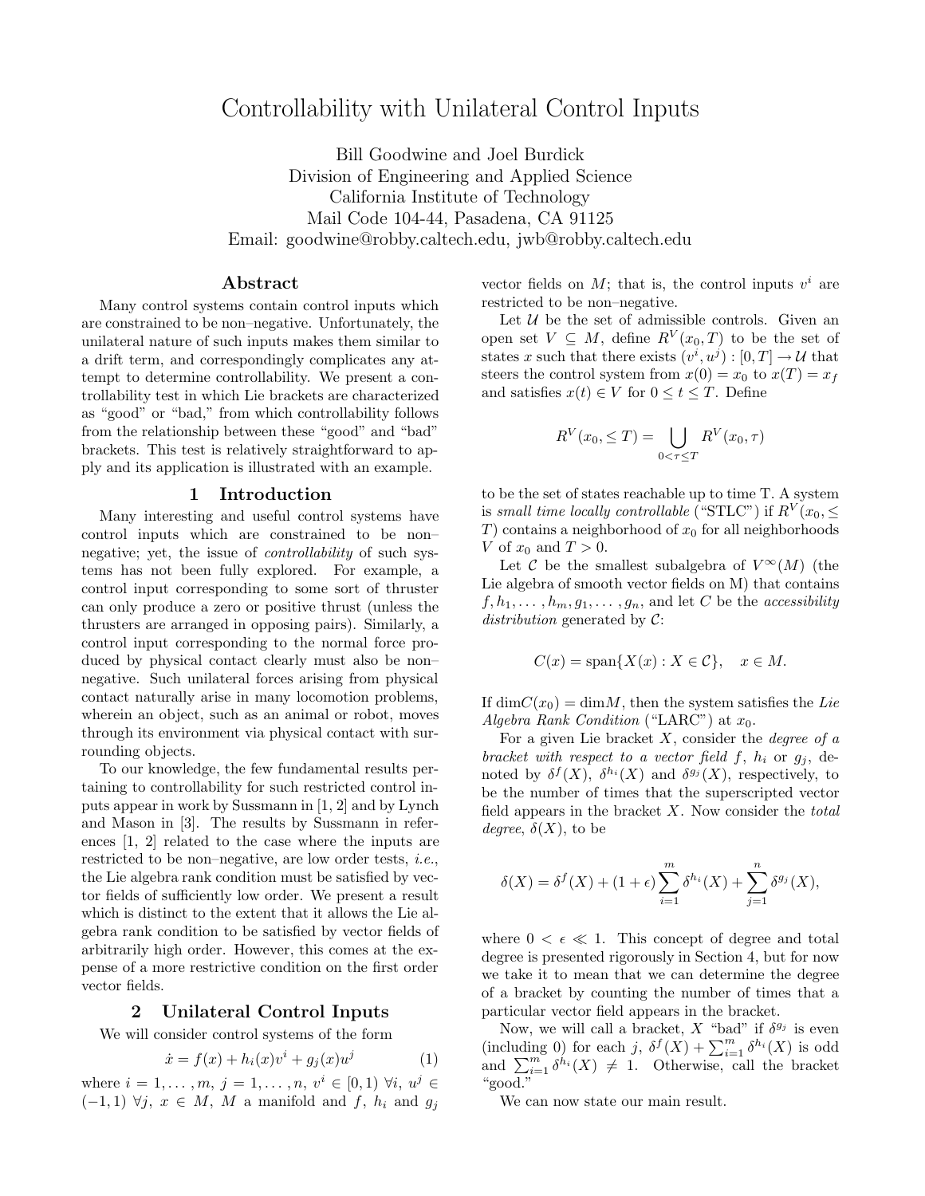# Controllability with Unilateral Control Inputs

Bill Goodwine and Joel Burdick
Division of Engineering and Applied Science
California Institute of Technology
Mail Code 104-44, Pasadena, CA 91125
Email: goodwine@robby.caltech.edu, jwb@robby.caltech.edu

## Abstract

Many control systems contain control inputs which are constrained to be non–negative. Unfortunately, the unilateral nature of such inputs makes them similar to a drift term, and correspondingly complicates any attempt to determine controllability. We present a controllability test in which Lie brackets are characterized as "good" or "bad," from which controllability follows from the relationship between these "good" and "bad" brackets. This test is relatively straightforward to apply and its application is illustrated with an example.

## 1 Introduction

Many interesting and useful control systems have control inputs which are constrained to be non–negative; yet, the issue of *controllability* of such systems has not been fully explored. For example, a control input corresponding to some sort of thruster can only produce a zero or positive thrust (unless the thrusters are arranged in opposing pairs). Similarly, a control input corresponding to the normal force produced by physical contact clearly must also be non–negative. Such unilateral forces arising from physical contact naturally arise in many locomotion problems, wherein an object, such as an animal or robot, moves through its environment via physical contact with surrounding objects.

To our knowledge, the few fundamental results pertaining to controllability for such restricted control inputs appear in work by Sussmann in [1, 2] and by Lynch and Mason in [3]. The results by Sussmann in references [1, 2] related to the case where the inputs are restricted to be non–negative, are low order tests, *i.e.*, the Lie algebra rank condition must be satisfied by vector fields of sufficiently low order. We present a result which is distinct to the extent that it allows the Lie algebra rank condition to be satisfied by vector fields of arbitrarily high order. However, this comes at the expense of a more restrictive condition on the first order vector fields.

## 2 Unilateral Control Inputs

We will consider control systems of the form

$$\dot{x} = f(x) + h_i(x)v^i + g_j(x)u^j \tag{1}$$

where $i = 1, \ldots, m$, $j = 1, \ldots, n$, $v^i \in [0, 1)$ $\forall i$, $u^j \in (-1, 1)$ $\forall j$, $x \in M$, $M$ a manifold and $f$, $h_i$ and $g_j$ vector fields on $M$; that is, the control inputs $v^i$ are restricted to be non–negative.

Let $\mathcal{U}$ be the set of admissible controls. Given an open set $V \subseteq M$, define $R^V(x_0, T)$ to be the set of states $x$ such that there exists $(v^i, u^j) : [0, T] \to \mathcal{U}$ that steers the control system from $x(0) = x_0$ to $x(T) = x_f$ and satisfies $x(t) \in V$ for $0 \leq t \leq T$. Define

$$R^V(x_0, \leq T) = \bigcup_{0<\tau\leq T} R^V(x_0, \tau)$$

to be the set of states reachable up to time T. A system is *small time locally controllable* ("STLC") if $R^V(x_0, \leq T)$ contains a neighborhood of $x_0$ for all neighborhoods $V$ of $x_0$ and $T > 0$.

Let $\mathcal{C}$ be the smallest subalgebra of $V^\infty(M)$ (the Lie algebra of smooth vector fields on M) that contains $f, h_1, \ldots, h_m, g_1, \ldots, g_n$, and let $C$ be the *accessibility distribution* generated by $\mathcal{C}$:

$$C(x) = \text{span}\{X(x) : X \in \mathcal{C}\}, \quad x \in M.$$

If $\dim C(x_0) = \dim M$, then the system satisfies the *Lie Algebra Rank Condition* ("LARC") at $x_0$.

For a given Lie bracket $X$, consider the *degree of a bracket with respect to a vector field* $f$, $h_i$ or $g_j$, denoted by $\delta^f(X)$, $\delta^{h_i}(X)$ and $\delta^{g_j}(X)$, respectively, to be the number of times that the superscripted vector field appears in the bracket $X$. Now consider the *total degree*, $\delta(X)$, to be

$$\delta(X) = \delta^f(X) + (1+\epsilon)\sum_{i=1}^{m} \delta^{h_i}(X) + \sum_{j=1}^{n} \delta^{g_j}(X),$$

where $0 < \epsilon \ll 1$. This concept of degree and total degree is presented rigorously in Section 4, but for now we take it to mean that we can determine the degree of a bracket by counting the number of times that a particular vector field appears in the bracket.

Now, we will call a bracket, $X$ "bad" if $\delta^{g_j}$ is even (including 0) for each $j$, $\delta^f(X) + \sum_{i=1}^{m} \delta^{h_i}(X)$ is odd and $\sum_{i=1}^{m} \delta^{h_i}(X) \neq 1$. Otherwise, call the bracket "good."

We can now state our main result.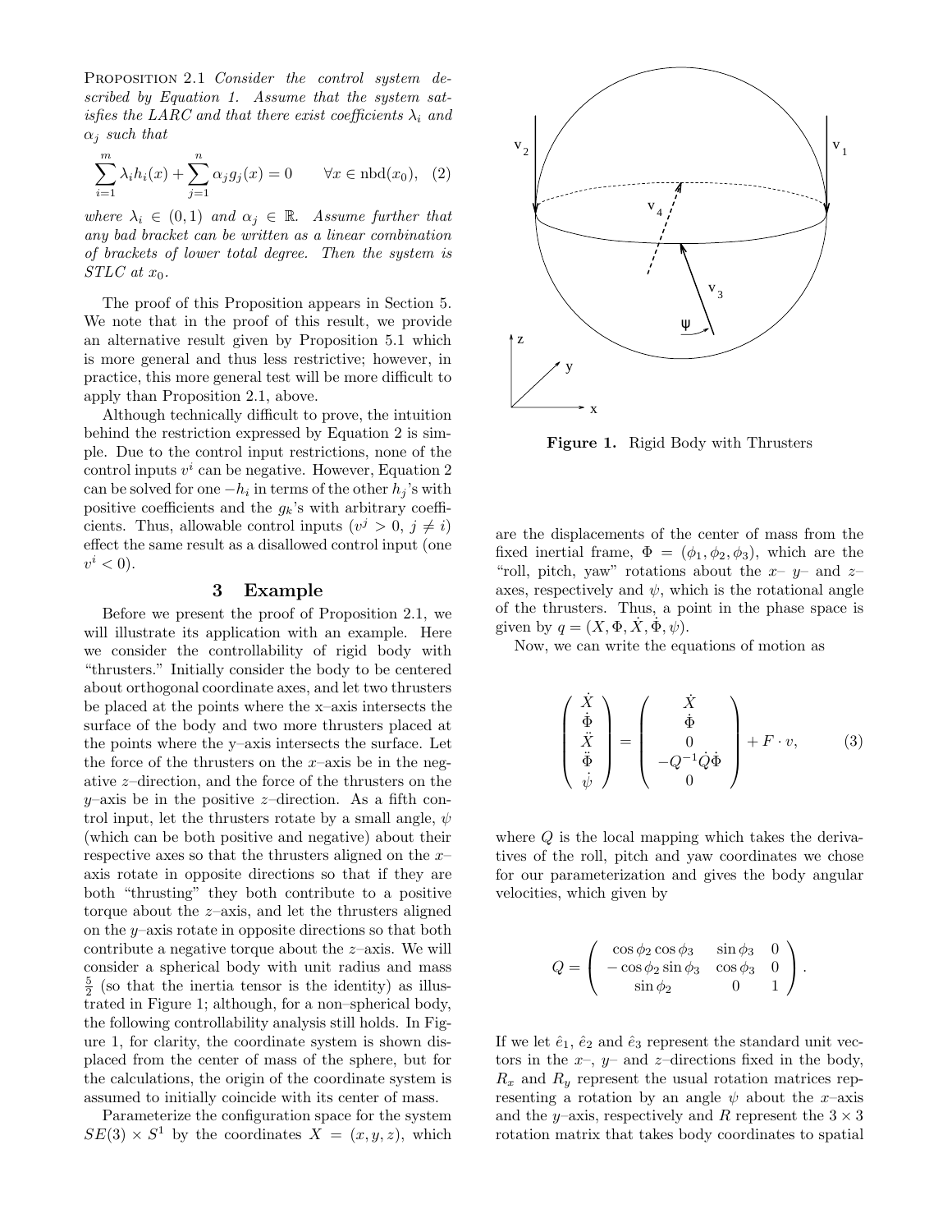PROPOSITION 2.1 *Consider the control system described by Equation 1. Assume that the system satisfies the LARC and that there exist coefficients $\lambda_i$ and $\alpha_j$ such that*

$$\sum_{i=1}^{m} \lambda_i h_i(x) + \sum_{j=1}^{n} \alpha_j g_j(x) = 0 \qquad \forall x \in \mathrm{nbd}(x_0), \quad (2)$$

*where $\lambda_i \in (0,1)$ and $\alpha_j \in \mathbb{R}$. Assume further that any bad bracket can be written as a linear combination of brackets of lower total degree. Then the system is STLC at $x_0$.*

The proof of this Proposition appears in Section 5. We note that in the proof of this result, we provide an alternative result given by Proposition 5.1 which is more general and thus less restrictive; however, in practice, this more general test will be more difficult to apply than Proposition 2.1, above.

Although technically difficult to prove, the intuition behind the restriction expressed by Equation 2 is simple. Due to the control input restrictions, none of the control inputs $v^i$ can be negative. However, Equation 2 can be solved for one $-h_i$ in terms of the other $h_j$'s with positive coefficients and the $g_k$'s with arbitrary coefficients. Thus, allowable control inputs ($v^j > 0$, $j \neq i$) effect the same result as a disallowed control input (one $v^i < 0$).

## 3 Example

Before we present the proof of Proposition 2.1, we will illustrate its application with an example. Here we consider the controllability of rigid body with "thrusters." Initially consider the body to be centered about orthogonal coordinate axes, and let two thrusters be placed at the points where the x–axis intersects the surface of the body and two more thrusters placed at the points where the y–axis intersects the surface. Let the force of the thrusters on the $x$–axis be in the negative $z$–direction, and the force of the thrusters on the $y$–axis be in the positive $z$–direction. As a fifth control input, let the thrusters rotate by a small angle, $\psi$ (which can be both positive and negative) about their respective axes so that the thrusters aligned on the $x$–axis rotate in opposite directions so that if they are both "thrusting" they both contribute to a positive torque about the $z$–axis, and let the thrusters aligned on the $y$–axis rotate in opposite directions so that both contribute a negative torque about the $z$–axis. We will consider a spherical body with unit radius and mass $\frac{5}{2}$ (so that the inertia tensor is the identity) as illustrated in Figure 1; although, for a non–spherical body, the following controllability analysis still holds. In Figure 1, for clarity, the coordinate system is shown displaced from the center of mass of the sphere, but for the calculations, the origin of the coordinate system is assumed to initially coincide with its center of mass.

Parameterize the configuration space for the system $SE(3) \times S^1$ by the coordinates $X = (x, y, z)$, which are the displacements of the center of mass from the fixed inertial frame, $\Phi = (\phi_1, \phi_2, \phi_3)$, which are the "roll, pitch, yaw" rotations about the $x$– $y$– and $z$–axes, respectively and $\psi$, which is the rotational angle of the thrusters. Thus, a point in the phase space is given by $q = (X, \Phi, \dot{X}, \dot{\Phi}, \psi)$.

v 2

v 1

v 4

v 3

ψ

z

y

x

**Figure 1.** Rigid Body with Thrusters

Now, we can write the equations of motion as

$$\begin{pmatrix} \dot{X} \\ \dot{\Phi} \\ \ddot{X} \\ \ddot{\Phi} \\ \dot{\psi} \end{pmatrix} = \begin{pmatrix} \dot{X} \\ \dot{\Phi} \\ 0 \\ -Q^{-1}\dot{Q}\dot{\Phi} \\ 0 \end{pmatrix} + F \cdot v, \qquad (3)$$

where $Q$ is the local mapping which takes the derivatives of the roll, pitch and yaw coordinates we chose for our parameterization and gives the body angular velocities, which given by

$$Q = \begin{pmatrix} \cos\phi_2 \cos\phi_3 & \sin\phi_3 & 0 \\ -\cos\phi_2 \sin\phi_3 & \cos\phi_3 & 0 \\ \sin\phi_2 & 0 & 1 \end{pmatrix}.$$

If we let $\hat{e}_1$, $\hat{e}_2$ and $\hat{e}_3$ represent the standard unit vectors in the $x$–, $y$– and $z$–directions fixed in the body, $R_x$ and $R_y$ represent the usual rotation matrices representing a rotation by an angle $\psi$ about the $x$–axis and the $y$–axis, respectively and $R$ represent the $3 \times 3$ rotation matrix that takes body coordinates to spatial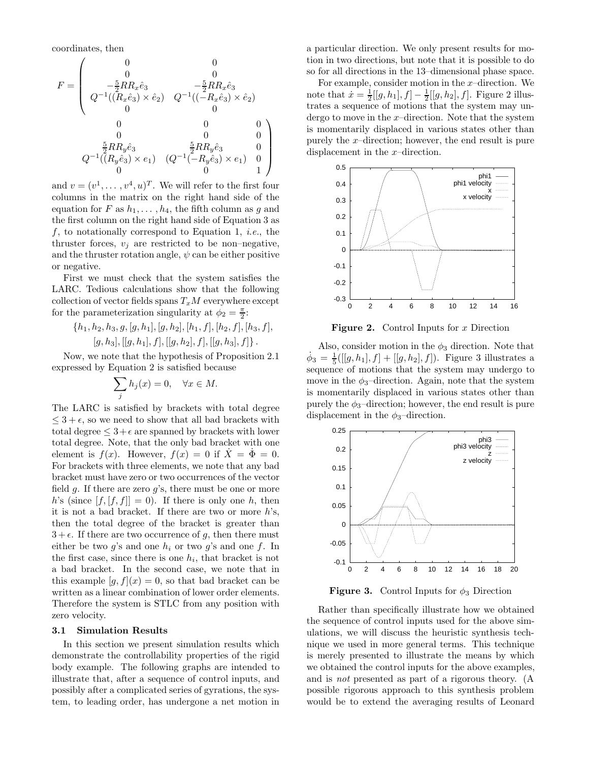coordinates, then

$$F = \begin{pmatrix} 0 & 0 & 0 & 0 & 0 \\ 0 & 0 & 0 & 0 & 0 \\ -\frac{5}{2}RR_x\hat{e}_3 & -\frac{5}{2}RR_x\hat{e}_3 & \frac{5}{2}RR_y\hat{e}_3 & \frac{5}{2}RR_y\hat{e}_3 & 0 \\ Q^{-1}((R_x\hat{e}_3)\times\hat{e}_2) & Q^{-1}((-R_x\hat{e}_3)\times\hat{e}_2) & Q^{-1}((R_y\hat{e}_3)\times e_1) & (Q^{-1}(-R_y\hat{e}_3)\times e_1) & 0 \\ 0 & 0 & 0 & 0 & 1 \end{pmatrix}$$

and $v = (v^1, \ldots, v^4, u)^T$. We will refer to the first four columns in the matrix on the right hand side of the equation for $F$ as $h_1, \ldots, h_4$, the fifth column as $g$ and the first column on the right hand side of Equation 3 as $f$, to notationally correspond to Equation 1, *i.e.*, the thruster forces, $v_j$ are restricted to be non–negative, and the thruster rotation angle, $\psi$ can be either positive or negative.

First we must check that the system satisfies the LARC. Tedious calculations show that the following collection of vector fields spans $T_xM$ everywhere except for the parameterization singularity at $\phi_2 = \frac{\pi}{2}$:

$$\{h_1, h_2, h_3, g, [g,h_1], [g,h_2], [h_1,f], [h_2,f], [h_3,f], [g,h_3], [[g,h_1],f], [[g,h_2],f], [[g,h_3],f]\}.$$

Now, we note that the hypothesis of Proposition 2.1 expressed by Equation 2 is satisfied because

$$\sum_j h_j(x) = 0, \quad \forall x \in M.$$

The LARC is satisfied by brackets with total degree $\leq 3+\epsilon$, so we need to show that all bad brackets with total degree $\leq 3+\epsilon$ are spanned by brackets with lower total degree. Note, that the only bad bracket with one element is $f(x)$. However, $f(x) = 0$ if $\dot{X} = \dot{\Phi} = 0$. For brackets with three elements, we note that any bad bracket must have zero or two occurrences of the vector field $g$. If there are zero $g$'s, there must be one or more $h$'s (since $[f,[f,f]] = 0$). If there is only one $h$, then it is not a bad bracket. If there are two or more $h$'s, then the total degree of the bracket is greater than $3+\epsilon$. If there are two occurrence of $g$, then there must either be two $g$'s and one $h_i$ or two $g$'s and one $f$. In the first case, since there is one $h_i$, that bracket is not a bad bracket. In the second case, we note that in this example $[g,f](x) = 0$, so that bad bracket can be written as a linear combination of lower order elements. Therefore the system is STLC from any position with zero velocity.

### 3.1 Simulation Results

In this section we present simulation results which demonstrate the controllability properties of the rigid body example. The following graphs are intended to illustrate that, after a sequence of control inputs, and possibly after a complicated series of gyrations, the system, to leading order, has undergone a net motion in a particular direction. We only present results for motion in two directions, but note that it is possible to do so for all directions in the 13–dimensional phase space.

For example, consider motion in the $x$–direction. We note that $\dot{x} = \frac{1}{2}[[g,h_1],f] - \frac{1}{2}[[g,h_2],f]$. Figure 2 illustrates a sequence of motions that the system may undergo to move in the $x$–direction. Note that the system is momentarily displaced in various states other than purely the $x$–direction; however, the end result is pure displacement in the $x$–direction.

phi1
phi1 velocity
x
x velocity

0.5
0.4
0.3
0.2
0.1
0
-0.1
-0.2
-0.3
0 2 4 6 8 10 12 14 16

**Figure 2.** Control Inputs for $x$ Direction

Also, consider motion in the $\phi_3$ direction. Note that $\dot{\phi}_3 = \frac{1}{5}([[g,h_1],f] + [[g,h_2],f])$. Figure 3 illustrates a sequence of motions that the system may undergo to move in the $\phi_3$–direction. Again, note that the system is momentarily displaced in various states other than purely the $\phi_3$–direction; however, the end result is pure displacement in the $\phi_3$–direction.

phi3
phi3 velocity
z
z velocity

0.25
0.2
0.15
0.1
0.05
0
-0.05
-0.1
0 2 4 6 8 10 12 14 16 18 20

**Figure 3.** Control Inputs for $\phi_3$ Direction

Rather than specifically illustrate how we obtained the sequence of control inputs used for the above simulations, we will discuss the heuristic synthesis technique we used in more general terms. This technique is merely presented to illustrate the means by which we obtained the control inputs for the above examples, and is *not* presented as part of a rigorous theory. (A possible rigorous approach to this synthesis problem would be to extend the averaging results of Leonard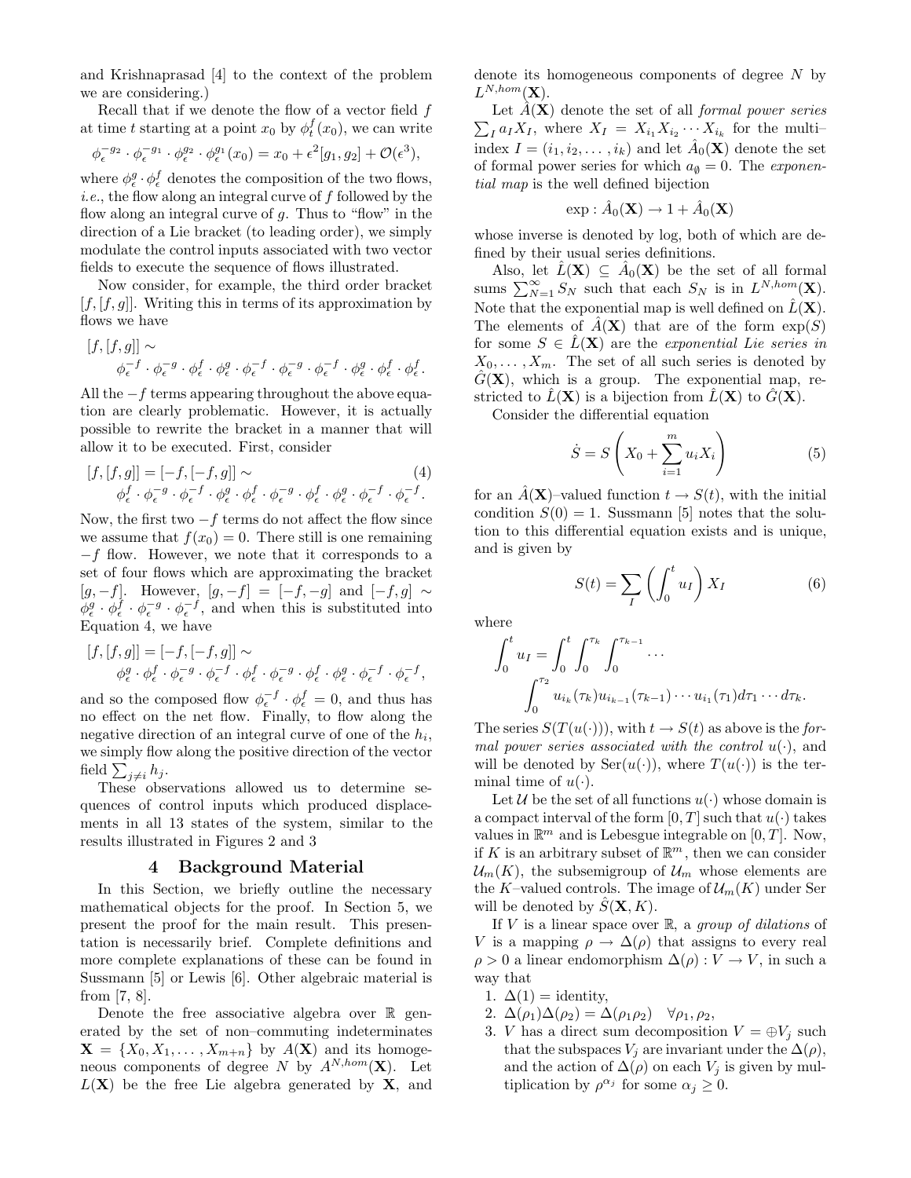and Krishnaprasad [4] to the context of the problem we are considering.)

Recall that if we denote the flow of a vector field $f$ at time $t$ starting at a point $x_0$ by $\phi_t^f(x_0)$, we can write

$$\phi_\epsilon^{-g_2} \cdot \phi_\epsilon^{-g_1} \cdot \phi_\epsilon^{g_2} \cdot \phi_\epsilon^{g_1}(x_0) = x_0 + \epsilon^2 [g_1, g_2] + \mathcal{O}(\epsilon^3),$$

where $\phi_\epsilon^g \cdot \phi_\epsilon^f$ denotes the composition of the two flows, *i.e.*, the flow along an integral curve of $f$ followed by the flow along an integral curve of $g$. Thus to "flow" in the direction of a Lie bracket (to leading order), we simply modulate the control inputs associated with two vector fields to execute the sequence of flows illustrated.

Now consider, for example, the third order bracket $[f, [f, g]]$. Writing this in terms of its approximation by flows we have

$$[f, [f, g]] \sim \phi_\epsilon^{-f} \cdot \phi_\epsilon^{-g} \cdot \phi_\epsilon^{f} \cdot \phi_\epsilon^{g} \cdot \phi_\epsilon^{-f} \cdot \phi_\epsilon^{-g} \cdot \phi_\epsilon^{-f} \cdot \phi_\epsilon^{g} \cdot \phi_\epsilon^{f} \cdot \phi_\epsilon^{f}.$$

All the $-f$ terms appearing throughout the above equation are clearly problematic. However, it is actually possible to rewrite the bracket in a manner that will allow it to be executed. First, consider

$$[f, [f, g]] = [-f, [-f, g]] \sim \phi_\epsilon^{f} \cdot \phi_\epsilon^{-g} \cdot \phi_\epsilon^{-f} \cdot \phi_\epsilon^{g} \cdot \phi_\epsilon^{f} \cdot \phi_\epsilon^{-g} \cdot \phi_\epsilon^{f} \cdot \phi_\epsilon^{g} \cdot \phi_\epsilon^{-f} \cdot \phi_\epsilon^{-f}. \tag{4}$$

Now, the first two $-f$ terms do not affect the flow since we assume that $f(x_0) = 0$. There still is one remaining $-f$ flow. However, we note that it corresponds to a set of four flows which are approximating the bracket $[g, -f]$. However, $[g, -f] = [-f, -g]$ and $[-f, g] \sim \phi_\epsilon^{g} \cdot \phi_\epsilon^{f} \cdot \phi_\epsilon^{-g} \cdot \phi_\epsilon^{-f}$, and when this is substituted into Equation 4, we have

$$[f, [f, g]] = [-f, [-f, g]] \sim \phi_\epsilon^{g} \cdot \phi_\epsilon^{f} \cdot \phi_\epsilon^{-g} \cdot \phi_\epsilon^{-f} \cdot \phi_\epsilon^{f} \cdot \phi_\epsilon^{-g} \cdot \phi_\epsilon^{f} \cdot \phi_\epsilon^{g} \cdot \phi_\epsilon^{-f} \cdot \phi_\epsilon^{-f},$$

and so the composed flow $\phi_\epsilon^{-f} \cdot \phi_\epsilon^{f} = 0$, and thus has no effect on the net flow. Finally, to flow along the negative direction of an integral curve of one of the $h_i$, we simply flow along the positive direction of the vector field $\sum_{j \neq i} h_j$.

These observations allowed us to determine sequences of control inputs which produced displacements in all 13 states of the system, similar to the results illustrated in Figures 2 and 3

## 4 Background Material

In this Section, we briefly outline the necessary mathematical objects for the proof. In Section 5, we present the proof for the main result. This presentation is necessarily brief. Complete definitions and more complete explanations of these can be found in Sussmann [5] or Lewis [6]. Other algebraic material is from [7, 8].

Denote the free associative algebra over $\mathbb{R}$ generated by the set of non–commuting indeterminates $\mathbf{X} = \{X_0, X_1, \ldots, X_{m+n}\}$ by $A(\mathbf{X})$ and its homogeneous components of degree $N$ by $A^{N,hom}(\mathbf{X})$. Let $L(\mathbf{X})$ be the free Lie algebra generated by $\mathbf{X}$, and denote its homogeneous components of degree $N$ by $L^{N,hom}(\mathbf{X})$.

Let $\hat{A}(\mathbf{X})$ denote the set of all *formal power series* $\sum_I a_I X_I$, where $X_I = X_{i_1} X_{i_2} \cdots X_{i_k}$ for the multi–index $I = (i_1, i_2, \ldots, i_k)$ and let $\hat{A}_0(\mathbf{X})$ denote the set of formal power series for which $a_\emptyset = 0$. The *exponential map* is the well defined bijection

$$\exp : \hat{A}_0(\mathbf{X}) \to 1 + \hat{A}_0(\mathbf{X})$$

whose inverse is denoted by log, both of which are defined by their usual series definitions.

Also, let $\hat{L}(\mathbf{X}) \subseteq \hat{A}_0(\mathbf{X})$ be the set of all formal sums $\sum_{N=1}^{\infty} S_N$ such that each $S_N$ is in $L^{N,hom}(\mathbf{X})$. Note that the exponential map is well defined on $\hat{L}(\mathbf{X})$. The elements of $\hat{A}(\mathbf{X})$ that are of the form $\exp(S)$ for some $S \in \hat{L}(\mathbf{X})$ are the *exponential Lie series in* $X_0, \ldots, X_m$. The set of all such series is denoted by $\hat{G}(\mathbf{X})$, which is a group. The exponential map, restricted to $\hat{L}(\mathbf{X})$ is a bijection from $\hat{L}(\mathbf{X})$ to $\hat{G}(\mathbf{X})$.

Consider the differential equation

$$\dot{S} = S \left( X_0 + \sum_{i=1}^{m} u_i X_i \right) \tag{5}$$

for an $\hat{A}(\mathbf{X})$–valued function $t \to S(t)$, with the initial condition $S(0) = 1$. Sussmann [5] notes that the solution to this differential equation exists and is unique, and is given by

$$S(t) = \sum_I \left( \int_0^t u_I \right) X_I \tag{6}$$

where

$$\int_0^t u_I = \int_0^t \int_0^{\tau_k} \int_0^{\tau_{k-1}} \cdots \int_0^{\tau_2} u_{i_k}(\tau_k) u_{i_{k-1}}(\tau_{k-1}) \cdots u_{i_1}(\tau_1) d\tau_1 \cdots d\tau_k.$$

The series $S(T(u(\cdot)))$, with $t \to S(t)$ as above is the *formal power series associated with the control* $u(\cdot)$, and will be denoted by $\mathrm{Ser}(u(\cdot))$, where $T(u(\cdot))$ is the terminal time of $u(\cdot)$.

Let $\mathcal{U}$ be the set of all functions $u(\cdot)$ whose domain is a compact interval of the form $[0, T]$ such that $u(\cdot)$ takes values in $\mathbb{R}^m$ and is Lebesgue integrable on $[0, T]$. Now, if $K$ is an arbitrary subset of $\mathbb{R}^m$, then we can consider $\mathcal{U}_m(K)$, the subsemigroup of $\mathcal{U}_m$ whose elements are the $K$–valued controls. The image of $\mathcal{U}_m(K)$ under Ser will be denoted by $\hat{S}(\mathbf{X}, K)$.

If $V$ is a linear space over $\mathbb{R}$, a *group of dilations* of $V$ is a mapping $\rho \to \Delta(\rho)$ that assigns to every real $\rho > 0$ a linear endomorphism $\Delta(\rho) : V \to V$, in such a way that

1. $\Delta(1) = $ identity,
2. $\Delta(\rho_1)\Delta(\rho_2) = \Delta(\rho_1 \rho_2) \quad \forall \rho_1, \rho_2$,
3. $V$ has a direct sum decomposition $V = \oplus V_j$ such that the subspaces $V_j$ are invariant under the $\Delta(\rho)$, and the action of $\Delta(\rho)$ on each $V_j$ is given by multiplication by $\rho^{\alpha_j}$ for some $\alpha_j \geq 0$.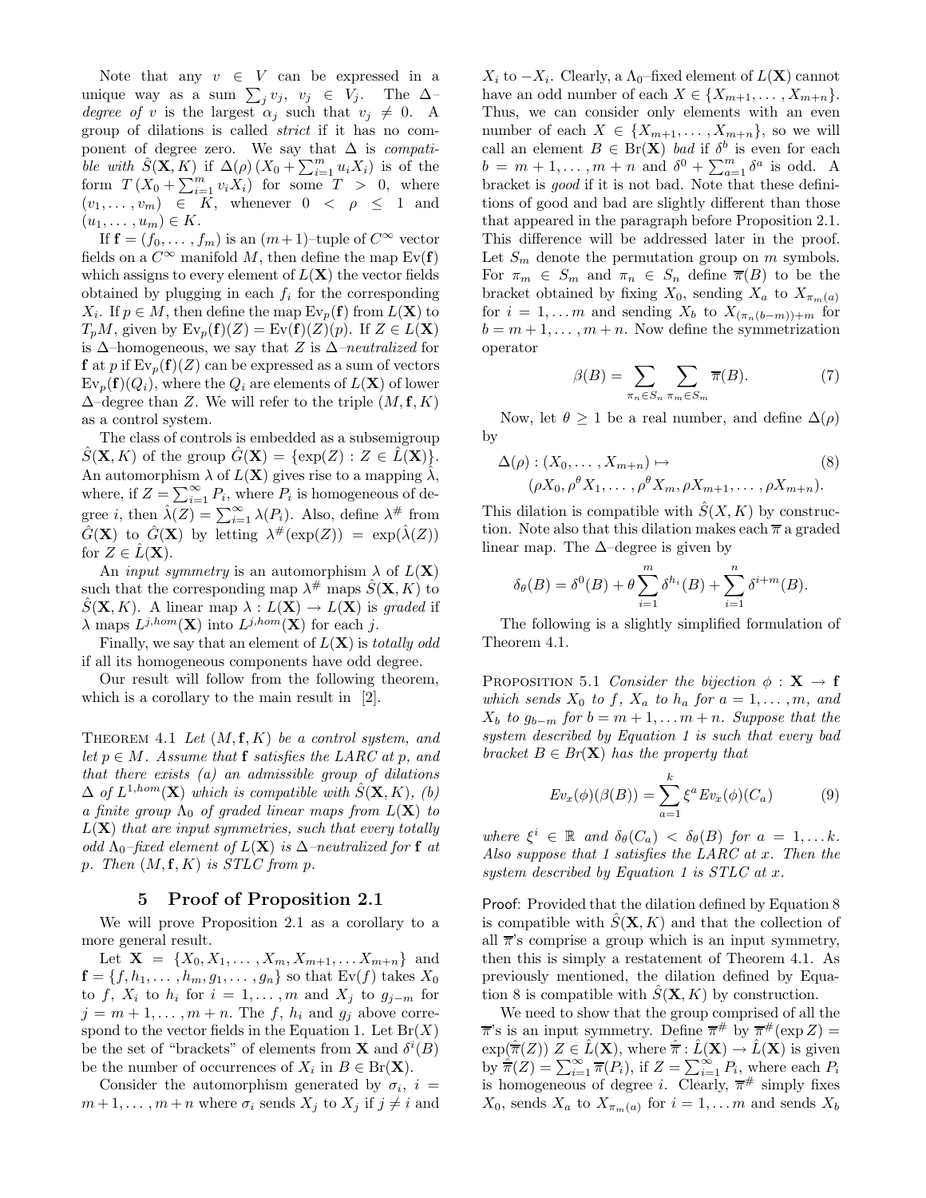Note that any $v \in V$ can be expressed in a unique way as a sum $\sum_j v_j$, $v_j \in V_j$. The $\Delta$–*degree of* $v$ is the largest $\alpha_j$ such that $v_j \neq 0$. A group of dilations is called *strict* if it has no component of degree zero. We say that $\Delta$ is *compatible with* $\hat{S}(\mathbf{X}, K)$ if $\Delta(\rho)\left(X_0 + \sum_{i=1}^m u_i X_i\right)$ is of the form $T\left(X_0 + \sum_{i=1}^m v_i X_i\right)$ for some $T > 0$, where $(v_1, \ldots, v_m) \in K$, whenever $0 < \rho \leq 1$ and $(u_1, \ldots, u_m) \in K$.

If $\mathbf{f} = (f_0, \ldots, f_m)$ is an $(m+1)$–tuple of $C^\infty$ vector fields on a $C^\infty$ manifold $M$, then define the map $\mathrm{Ev}(\mathbf{f})$ which assigns to every element of $L(\mathbf{X})$ the vector fields obtained by plugging in each $f_i$ for the corresponding $X_i$. If $p \in M$, then define the map $\mathrm{Ev}_p(\mathbf{f})$ from $L(\mathbf{X})$ to $T_p M$, given by $\mathrm{Ev}_p(\mathbf{f})(Z) = \mathrm{Ev}(\mathbf{f})(Z)(p)$. If $Z \in L(\mathbf{X})$ is $\Delta$–homogeneous, we say that $Z$ is $\Delta$–*neutralized* for $\mathbf{f}$ at $p$ if $\mathrm{Ev}_p(\mathbf{f})(Z)$ can be expressed as a sum of vectors $\mathrm{Ev}_p(\mathbf{f})(Q_i)$, where the $Q_i$ are elements of $L(\mathbf{X})$ of lower $\Delta$–degree than $Z$. We will refer to the triple $(M, \mathbf{f}, K)$ as a control system.

The class of controls is embedded as a subsemigroup $\hat{S}(\mathbf{X}, K)$ of the group $\hat{G}(\mathbf{X}) = \{\exp(Z) : Z \in \hat{L}(\mathbf{X})\}$. An automorphism $\lambda$ of $L(\mathbf{X})$ gives rise to a mapping $\hat{\lambda}$, where, if $Z = \sum_{i=1}^\infty P_i$, where $P_i$ is homogeneous of degree $i$, then $\hat{\lambda}(Z) = \sum_{i=1}^\infty \lambda(P_i)$. Also, define $\lambda^\#$ from $\hat{G}(\mathbf{X})$ to $\hat{G}(\mathbf{X})$ by letting $\lambda^\#(\exp(Z)) = \exp(\hat{\lambda}(Z))$ for $Z \in \hat{L}(\mathbf{X})$.

An *input symmetry* is an automorphism $\lambda$ of $L(\mathbf{X})$ such that the corresponding map $\lambda^\#$ maps $\hat{S}(\mathbf{X}, K)$ to $\hat{S}(\mathbf{X}, K)$. A linear map $\lambda : L(\mathbf{X}) \to L(\mathbf{X})$ is *graded* if $\lambda$ maps $L^{j,hom}(\mathbf{X})$ into $L^{j,hom}(\mathbf{X})$ for each $j$.

Finally, we say that an element of $L(\mathbf{X})$ is *totally odd* if all its homogeneous components have odd degree.

Our result will follow from the following theorem, which is a corollary to the main result in [2].

Theorem 4.1 *Let $(M, \mathbf{f}, K)$ be a control system, and let $p \in M$. Assume that $\mathbf{f}$ satisfies the LARC at $p$, and that there exists (a) an admissible group of dilations $\Delta$ of $L^{1,hom}(\mathbf{X})$ which is compatible with $\hat{S}(\mathbf{X}, K)$, (b) a finite group $\Lambda_0$ of graded linear maps from $L(\mathbf{X})$ to $L(\mathbf{X})$ that are input symmetries, such that every totally odd $\Lambda_0$–fixed element of $L(\mathbf{X})$ is $\Delta$–neutralized for $\mathbf{f}$ at $p$. Then $(M, \mathbf{f}, K)$ is STLC from $p$.*

## 5 Proof of Proposition 2.1

We will prove Proposition 2.1 as a corollary to a more general result.

Let $\mathbf{X} = \{X_0, X_1, \ldots, X_m, X_{m+1}, \ldots X_{m+n}\}$ and $\mathbf{f} = \{f, h_1, \ldots, h_m, g_1, \ldots, g_n\}$ so that $\mathrm{Ev}(f)$ takes $X_0$ to $f$, $X_i$ to $h_i$ for $i = 1, \ldots, m$ and $X_j$ to $g_{j-m}$ for $j = m+1, \ldots, m+n$. The $f$, $h_i$ and $g_j$ above correspond to the vector fields in the Equation 1. Let $\mathrm{Br}(X)$ be the set of "brackets" of elements from $\mathbf{X}$ and $\delta^i(B)$ be the number of occurrences of $X_i$ in $B \in \mathrm{Br}(\mathbf{X})$.

Consider the automorphism generated by $\sigma_i$, $i = m+1, \ldots, m+n$ where $\sigma_i$ sends $X_j$ to $X_j$ if $j \neq i$ and $X_i$ to $-X_i$. Clearly, a $\Lambda_0$–fixed element of $L(\mathbf{X})$ cannot have an odd number of each $X \in \{X_{m+1}, \ldots, X_{m+n}\}$. Thus, we can consider only elements with an even number of each $X \in \{X_{m+1}, \ldots, X_{m+n}\}$, so we will call an element $B \in \mathrm{Br}(\mathbf{X})$ *bad* if $\delta^b$ is even for each $b = m+1, \ldots, m+n$ and $\delta^0 + \sum_{a=1}^m \delta^a$ is odd. A bracket is *good* if it is not bad. Note that these definitions of good and bad are slightly different than those that appeared in the paragraph before Proposition 2.1. This difference will be addressed later in the proof. Let $S_m$ denote the permutation group on $m$ symbols. For $\pi_m \in S_m$ and $\pi_n \in S_n$ define $\overline{\pi}(B)$ to be the bracket obtained by fixing $X_0$, sending $X_a$ to $X_{\pi_m(a)}$ for $i = 1, \ldots m$ and sending $X_b$ to $X_{(\pi_n(b-m))+m}$ for $b = m+1, \ldots, m+n$. Now define the symmetrization operator

$$\beta(B) = \sum_{\pi_n \in S_n} \sum_{\pi_m \in S_m} \overline{\pi}(B). \tag{7}$$

Now, let $\theta \geq 1$ be a real number, and define $\Delta(\rho)$ by

$$\begin{aligned} \Delta(\rho) : (X_0, \ldots, X_{m+n}) \mapsto \qquad\qquad\qquad\qquad (8) \\ (\rho X_0, \rho^\theta X_1, \ldots, \rho^\theta X_m, \rho X_{m+1}, \ldots, \rho X_{m+n}). \end{aligned}$$

This dilation is compatible with $\hat{S}(X, K)$ by construction. Note also that this dilation makes each $\overline{\pi}$ a graded linear map. The $\Delta$–degree is given by

$$\delta_\theta(B) = \delta^0(B) + \theta \sum_{i=1}^m \delta^{h_i}(B) + \sum_{i=1}^n \delta^{i+m}(B).$$

The following is a slightly simplified formulation of Theorem 4.1.

Proposition 5.1 *Consider the bijection $\phi : \mathbf{X} \to \mathbf{f}$ which sends $X_0$ to $f$, $X_a$ to $h_a$ for $a = 1, \ldots, m$, and $X_b$ to $g_{b-m}$ for $b = m+1, \ldots m+n$. Suppose that the system described by Equation 1 is such that every bad bracket $B \in Br(\mathbf{X})$ has the property that*

$$Ev_x(\phi)(\beta(B)) = \sum_{a=1}^k \xi^a Ev_x(\phi)(C_a) \tag{9}$$

*where $\xi^i \in \mathbb{R}$ and $\delta_\theta(C_a) < \delta_\theta(B)$ for $a = 1, \ldots k$. Also suppose that 1 satisfies the LARC at $x$. Then the system described by Equation 1 is STLC at $x$.*

Proof: Provided that the dilation defined by Equation 8 is compatible with $\hat{S}(\mathbf{X}, K)$ and that the collection of all $\overline{\pi}$'s comprise a group which is an input symmetry, then this is simply a restatement of Theorem 4.1. As previously mentioned, the dilation defined by Equation 8 is compatible with $\hat{S}(\mathbf{X}, K)$ by construction.

We need to show that the group comprised of all the $\overline{\pi}$'s is an input symmetry. Define $\overline{\pi}^\#$ by $\overline{\pi}^\#(\exp Z) = \exp(\hat{\overline{\pi}}(Z))$ $Z \in \hat{L}(\mathbf{X})$, where $\hat{\overline{\pi}} : \hat{L}(\mathbf{X}) \to \hat{L}(\mathbf{X})$ is given by $\hat{\overline{\pi}}(Z) = \sum_{i=1}^\infty \overline{\pi}(P_i)$, if $Z = \sum_{i=1}^\infty P_i$, where each $P_i$ is homogeneous of degree $i$. Clearly, $\overline{\pi}^\#$ simply fixes $X_0$, sends $X_a$ to $X_{\pi_m(a)}$ for $i = 1, \ldots m$ and sends $X_b$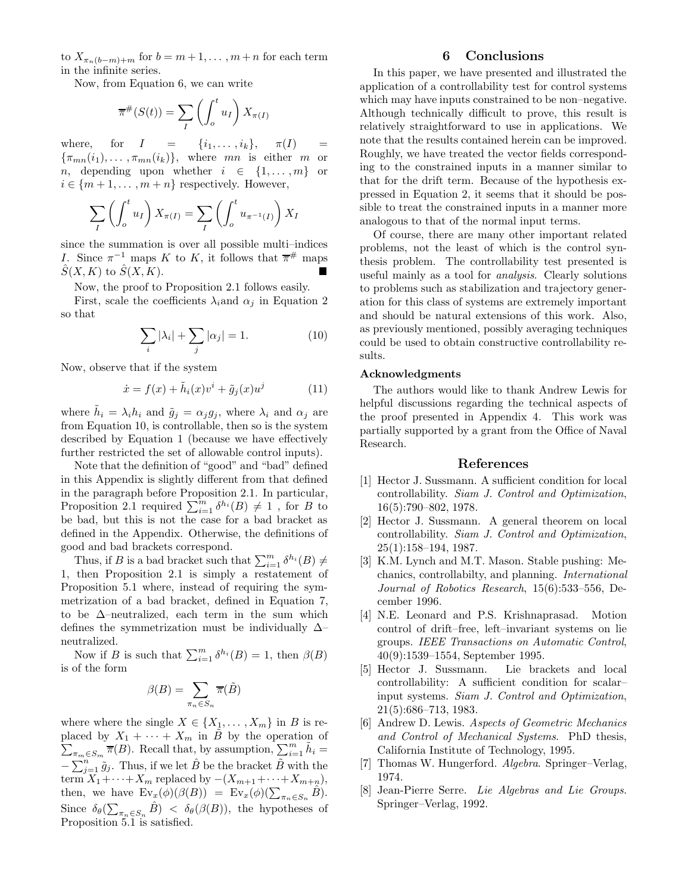to $X_{\pi_n(b-m)+m}$ for $b = m+1, \ldots, m+n$ for each term in the infinite series.

Now, from Equation 6, we can write

$$\overline{\pi}^{\#}(S(t)) = \sum_I \left( \int_o^t u_I \right) X_{\pi(I)}$$

where, for $I = \{i_1, \ldots, i_k\}$, $\pi(I) = \{\pi_{mn}(i_1), \ldots, \pi_{mn}(i_k)\}$, where $mn$ is either $m$ or $n$, depending upon whether $i \in \{1, \ldots, m\}$ or $i \in \{m+1, \ldots, m+n\}$ respectively. However,

$$\sum_I \left( \int_o^t u_I \right) X_{\pi(I)} = \sum_I \left( \int_o^t u_{\pi^{-1}(I)} \right) X_I$$

since the summation is over all possible multi–indices $I$. Since $\pi^{-1}$ maps $K$ to $K$, it follows that $\overline{\pi}^{\#}$ maps $\hat{S}(X, K)$ to $\hat{S}(X, K)$. ■

Now, the proof to Proposition 2.1 follows easily.

First, scale the coefficients $\lambda_i$and $\alpha_j$ in Equation 2 so that

$$\sum_i |\lambda_i| + \sum_j |\alpha_j| = 1. \tag{10}$$

Now, observe that if the system

$$\dot{x} = f(x) + \tilde{h}_i(x)v^i + \tilde{g}_j(x)u^j \tag{11}$$

where $\tilde{h}_i = \lambda_i h_i$ and $\tilde{g}_j = \alpha_j g_j$, where $\lambda_i$ and $\alpha_j$ are from Equation 10, is controllable, then so is the system described by Equation 1 (because we have effectively further restricted the set of allowable control inputs).

Note that the definition of "good" and "bad" defined in this Appendix is slightly different from that defined in the paragraph before Proposition 2.1. In particular, Proposition 2.1 required $\sum_{i=1}^m \delta^{h_i}(B) \neq 1$ , for $B$ to be bad, but this is not the case for a bad bracket as defined in the Appendix. Otherwise, the definitions of good and bad brackets correspond.

Thus, if $B$ is a bad bracket such that $\sum_{i=1}^m \delta^{h_i}(B) \neq 1$, then Proposition 2.1 is simply a restatement of Proposition 5.1 where, instead of requiring the symmetrization of a bad bracket, defined in Equation 7, to be $\Delta$–neutralized, each term in the sum which defines the symmetrization must be individually $\Delta$–neutralized.

Now if $B$ is such that $\sum_{i=1}^m \delta^{h_i}(B) = 1$, then $\beta(B)$ is of the form

$$\beta(B) = \sum_{\pi_n \in S_n} \overline{\pi}(\tilde{B})$$

where where the single $X \in \{X_1, \ldots, X_m\}$ in $B$ is replaced by $X_1 + \cdots + X_m$ in $\tilde{B}$ by the operation of $\sum_{\pi_m \in S_m} \overline{\pi}(B)$. Recall that, by assumption, $\sum_{i=1}^m \tilde{h}_i = -\sum_{j=1}^n \tilde{g}_j$. Thus, if we let $\hat{B}$ be the bracket $\tilde{B}$ with the term $X_1 + \cdots + X_m$ replaced by $-(X_{m+1} + \cdots + X_{m+n})$, then, we have $\mathrm{Ev}_x(\phi)(\beta(B)) = \mathrm{Ev}_x(\phi)(\sum_{\pi_n \in S_n} \hat{B})$. Since $\delta_\theta(\sum_{\pi_n \in S_n} \hat{B}) < \delta_\theta(\beta(B))$, the hypotheses of Proposition 5.1 is satisfied.

## 6 Conclusions

In this paper, we have presented and illustrated the application of a controllability test for control systems which may have inputs constrained to be non–negative. Although technically difficult to prove, this result is relatively straightforward to use in applications. We note that the results contained herein can be improved. Roughly, we have treated the vector fields corresponding to the constrained inputs in a manner similar to that for the drift term. Because of the hypothesis expressed in Equation 2, it seems that it should be possible to treat the constrained inputs in a manner more analogous to that of the normal input terms.

Of course, there are many other important related problems, not the least of which is the control synthesis problem. The controllability test presented is useful mainly as a tool for *analysis*. Clearly solutions to problems such as stabilization and trajectory generation for this class of systems are extremely important and should be natural extensions of this work. Also, as previously mentioned, possibly averaging techniques could be used to obtain constructive controllability results.

### Acknowledgments

The authors would like to thank Andrew Lewis for helpful discussions regarding the technical aspects of the proof presented in Appendix 4. This work was partially supported by a grant from the Office of Naval Research.

## References

[1] Hector J. Sussmann. A sufficient condition for local controllability. *Siam J. Control and Optimization*, 16(5):790–802, 1978.

[2] Hector J. Sussmann. A general theorem on local controllability. *Siam J. Control and Optimization*, 25(1):158–194, 1987.

[3] K.M. Lynch and M.T. Mason. Stable pushing: Mechanics, controllabilty, and planning. *International Journal of Robotics Research*, 15(6):533–556, December 1996.

[4] N.E. Leonard and P.S. Krishnaprasad. Motion control of drift–free, left–invariant systems on lie groups. *IEEE Transactions on Automatic Control*, 40(9):1539–1554, September 1995.

[5] Hector J. Sussmann. Lie brackets and local controllability: A sufficient condition for scalar–input systems. *Siam J. Control and Optimization*, 21(5):686–713, 1983.

[6] Andrew D. Lewis. *Aspects of Geometric Mechanics and Control of Mechanical Systems*. PhD thesis, California Institute of Technology, 1995.

[7] Thomas W. Hungerford. *Algebra*. Springer–Verlag, 1974.

[8] Jean-Pierre Serre. *Lie Algebras and Lie Groups*. Springer–Verlag, 1992.